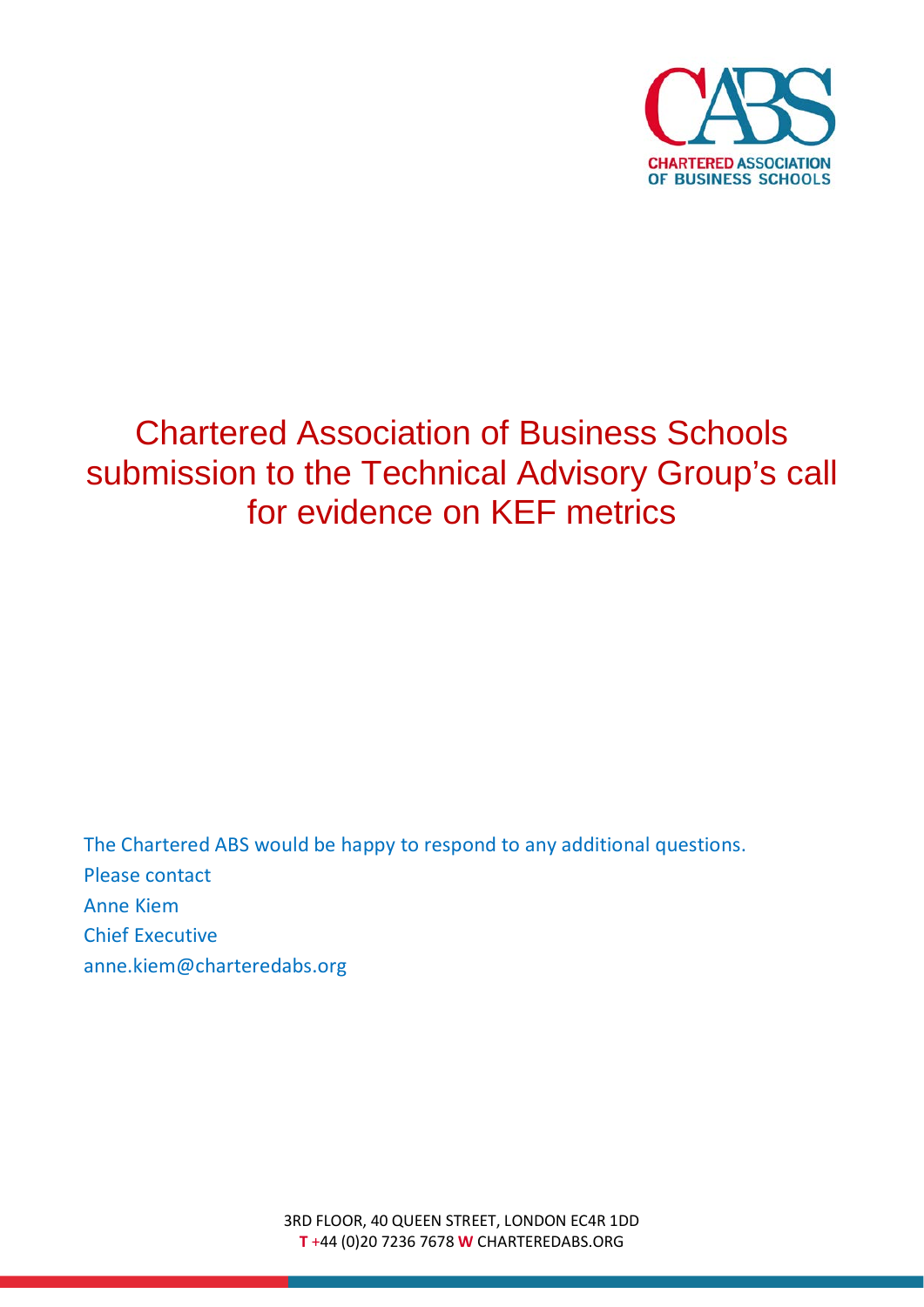CHARTERED ASSOCIATION OF BUSINESS SCHOOLS

# Chartered Association of Business Schools submission to the Technical Advisory Group's call for evidence on KEF metrics

The Chartered ABS would be happy to respond to any additional questions.
Please contact
Anne Kiem
Chief Executive
anne.kiem@charteredabs.org

3RD FLOOR, 40 QUEEN STREET, LONDON EC4R 1DD
**T** +44 (0)20 7236 7678 **W** CHARTEREDABS.ORG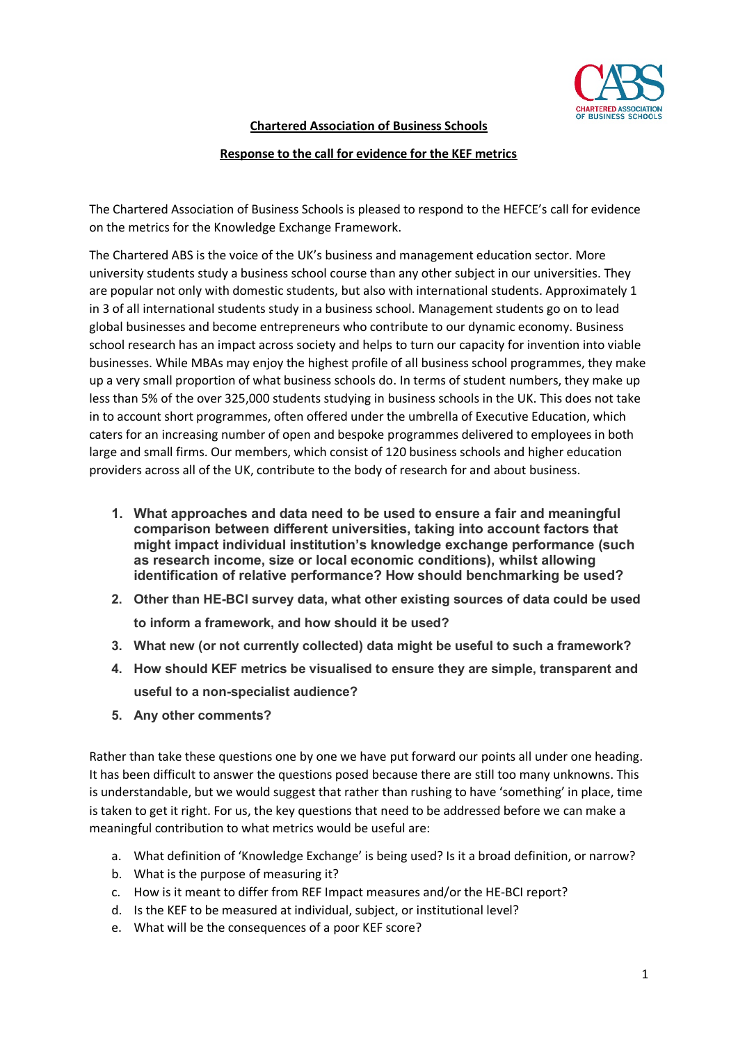**Chartered Association of Business Schools**

**Response to the call for evidence for the KEF metrics**

The Chartered Association of Business Schools is pleased to respond to the HEFCE's call for evidence on the metrics for the Knowledge Exchange Framework.

The Chartered ABS is the voice of the UK's business and management education sector. More university students study a business school course than any other subject in our universities. They are popular not only with domestic students, but also with international students. Approximately 1 in 3 of all international students study in a business school. Management students go on to lead global businesses and become entrepreneurs who contribute to our dynamic economy. Business school research has an impact across society and helps to turn our capacity for invention into viable businesses. While MBAs may enjoy the highest profile of all business school programmes, they make up a very small proportion of what business schools do. In terms of student numbers, they make up less than 5% of the over 325,000 students studying in business schools in the UK. This does not take in to account short programmes, often offered under the umbrella of Executive Education, which caters for an increasing number of open and bespoke programmes delivered to employees in both large and small firms. Our members, which consist of 120 business schools and higher education providers across all of the UK, contribute to the body of research for and about business.

1. **What approaches and data need to be used to ensure a fair and meaningful comparison between different universities, taking into account factors that might impact individual institution's knowledge exchange performance (such as research income, size or local economic conditions), whilst allowing identification of relative performance? How should benchmarking be used?**
2. **Other than HE-BCI survey data, what other existing sources of data could be used to inform a framework, and how should it be used?**
3. **What new (or not currently collected) data might be useful to such a framework?**
4. **How should KEF metrics be visualised to ensure they are simple, transparent and useful to a non-specialist audience?**
5. **Any other comments?**

Rather than take these questions one by one we have put forward our points all under one heading. It has been difficult to answer the questions posed because there are still too many unknowns. This is understandable, but we would suggest that rather than rushing to have 'something' in place, time is taken to get it right. For us, the key questions that need to be addressed before we can make a meaningful contribution to what metrics would be useful are:

a. What definition of 'Knowledge Exchange' is being used? Is it a broad definition, or narrow?
b. What is the purpose of measuring it?
c. How is it meant to differ from REF Impact measures and/or the HE-BCI report?
d. Is the KEF to be measured at individual, subject, or institutional level?
e. What will be the consequences of a poor KEF score?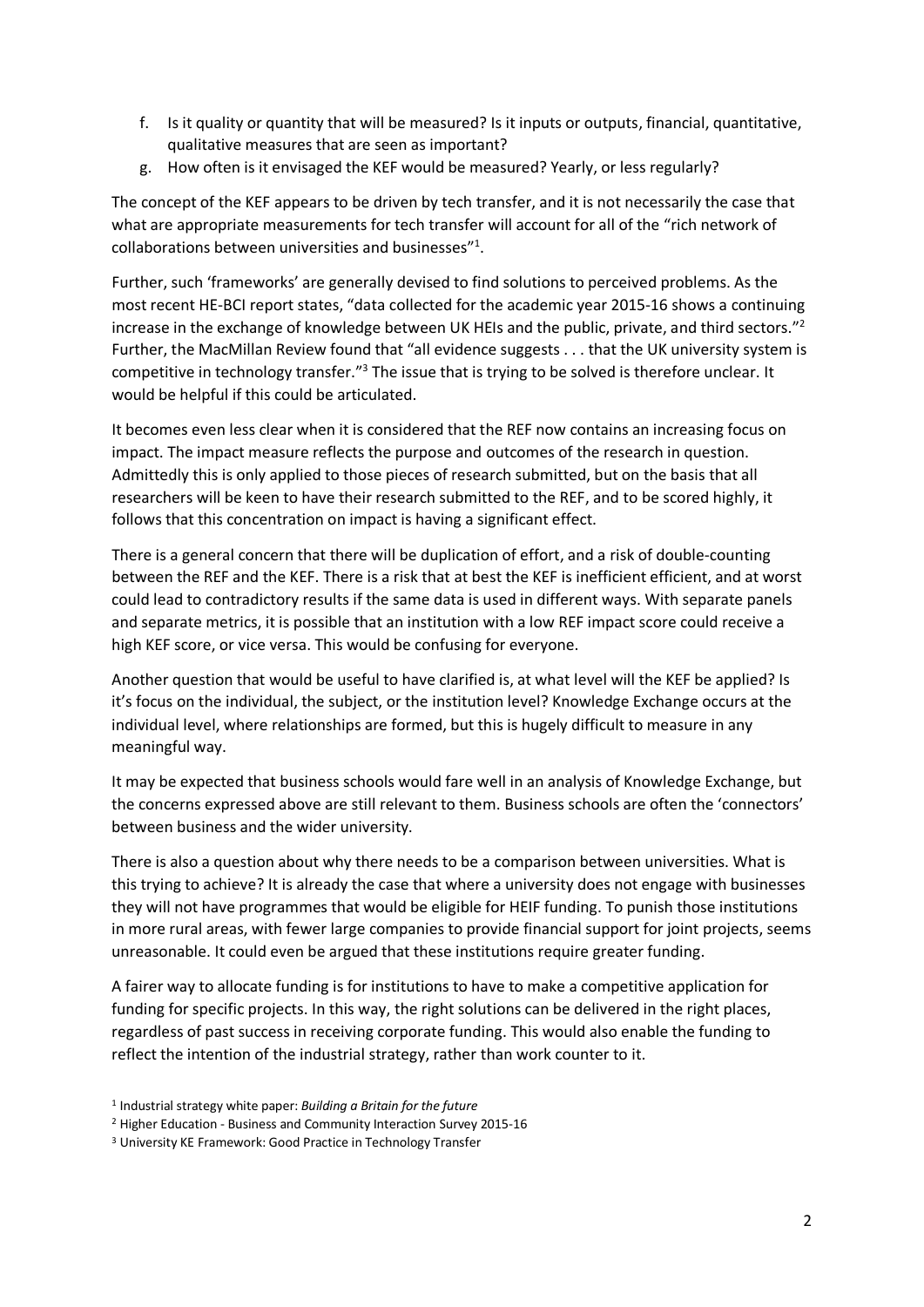f. Is it quality or quantity that will be measured? Is it inputs or outputs, financial, quantitative, qualitative measures that are seen as important?
g. How often is it envisaged the KEF would be measured? Yearly, or less regularly?

The concept of the KEF appears to be driven by tech transfer, and it is not necessarily the case that what are appropriate measurements for tech transfer will account for all of the "rich network of collaborations between universities and businesses"[1].

Further, such 'frameworks' are generally devised to find solutions to perceived problems. As the most recent HE-BCI report states, "data collected for the academic year 2015-16 shows a continuing increase in the exchange of knowledge between UK HEIs and the public, private, and third sectors."[2] Further, the MacMillan Review found that "all evidence suggests . . . that the UK university system is competitive in technology transfer."[3] The issue that is trying to be solved is therefore unclear. It would be helpful if this could be articulated.

It becomes even less clear when it is considered that the REF now contains an increasing focus on impact. The impact measure reflects the purpose and outcomes of the research in question. Admittedly this is only applied to those pieces of research submitted, but on the basis that all researchers will be keen to have their research submitted to the REF, and to be scored highly, it follows that this concentration on impact is having a significant effect.

There is a general concern that there will be duplication of effort, and a risk of double-counting between the REF and the KEF. There is a risk that at best the KEF is inefficient efficient, and at worst could lead to contradictory results if the same data is used in different ways. With separate panels and separate metrics, it is possible that an institution with a low REF impact score could receive a high KEF score, or vice versa. This would be confusing for everyone.

Another question that would be useful to have clarified is, at what level will the KEF be applied? Is it's focus on the individual, the subject, or the institution level? Knowledge Exchange occurs at the individual level, where relationships are formed, but this is hugely difficult to measure in any meaningful way.

It may be expected that business schools would fare well in an analysis of Knowledge Exchange, but the concerns expressed above are still relevant to them. Business schools are often the 'connectors' between business and the wider university.

There is also a question about why there needs to be a comparison between universities. What is this trying to achieve? It is already the case that where a university does not engage with businesses they will not have programmes that would be eligible for HEIF funding. To punish those institutions in more rural areas, with fewer large companies to provide financial support for joint projects, seems unreasonable. It could even be argued that these institutions require greater funding.

A fairer way to allocate funding is for institutions to have to make a competitive application for funding for specific projects. In this way, the right solutions can be delivered in the right places, regardless of past success in receiving corporate funding. This would also enable the funding to reflect the intention of the industrial strategy, rather than work counter to it.

[1] Industrial strategy white paper: *Building a Britain for the future*

[2] Higher Education - Business and Community Interaction Survey 2015-16

[3] University KE Framework: Good Practice in Technology Transfer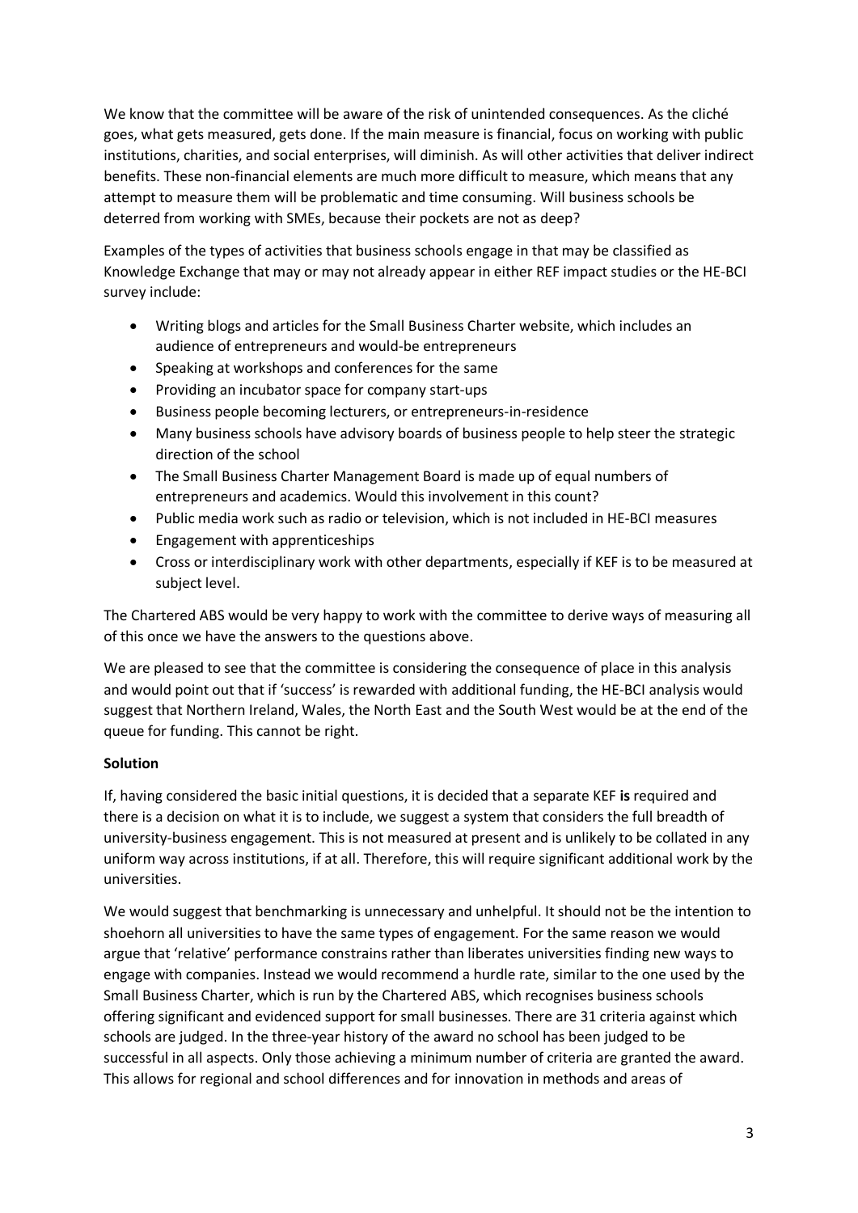We know that the committee will be aware of the risk of unintended consequences. As the cliché goes, what gets measured, gets done. If the main measure is financial, focus on working with public institutions, charities, and social enterprises, will diminish. As will other activities that deliver indirect benefits. These non-financial elements are much more difficult to measure, which means that any attempt to measure them will be problematic and time consuming. Will business schools be deterred from working with SMEs, because their pockets are not as deep?

Examples of the types of activities that business schools engage in that may be classified as Knowledge Exchange that may or may not already appear in either REF impact studies or the HE-BCI survey include:

- Writing blogs and articles for the Small Business Charter website, which includes an audience of entrepreneurs and would-be entrepreneurs
- Speaking at workshops and conferences for the same
- Providing an incubator space for company start-ups
- Business people becoming lecturers, or entrepreneurs-in-residence
- Many business schools have advisory boards of business people to help steer the strategic direction of the school
- The Small Business Charter Management Board is made up of equal numbers of entrepreneurs and academics. Would this involvement in this count?
- Public media work such as radio or television, which is not included in HE-BCI measures
- Engagement with apprenticeships
- Cross or interdisciplinary work with other departments, especially if KEF is to be measured at subject level.

The Chartered ABS would be very happy to work with the committee to derive ways of measuring all of this once we have the answers to the questions above.

We are pleased to see that the committee is considering the consequence of place in this analysis and would point out that if 'success' is rewarded with additional funding, the HE-BCI analysis would suggest that Northern Ireland, Wales, the North East and the South West would be at the end of the queue for funding. This cannot be right.

**Solution**

If, having considered the basic initial questions, it is decided that a separate KEF **is** required and there is a decision on what it is to include, we suggest a system that considers the full breadth of university-business engagement. This is not measured at present and is unlikely to be collated in any uniform way across institutions, if at all. Therefore, this will require significant additional work by the universities.

We would suggest that benchmarking is unnecessary and unhelpful. It should not be the intention to shoehorn all universities to have the same types of engagement. For the same reason we would argue that 'relative' performance constrains rather than liberates universities finding new ways to engage with companies. Instead we would recommend a hurdle rate, similar to the one used by the Small Business Charter, which is run by the Chartered ABS, which recognises business schools offering significant and evidenced support for small businesses. There are 31 criteria against which schools are judged. In the three-year history of the award no school has been judged to be successful in all aspects. Only those achieving a minimum number of criteria are granted the award. This allows for regional and school differences and for innovation in methods and areas of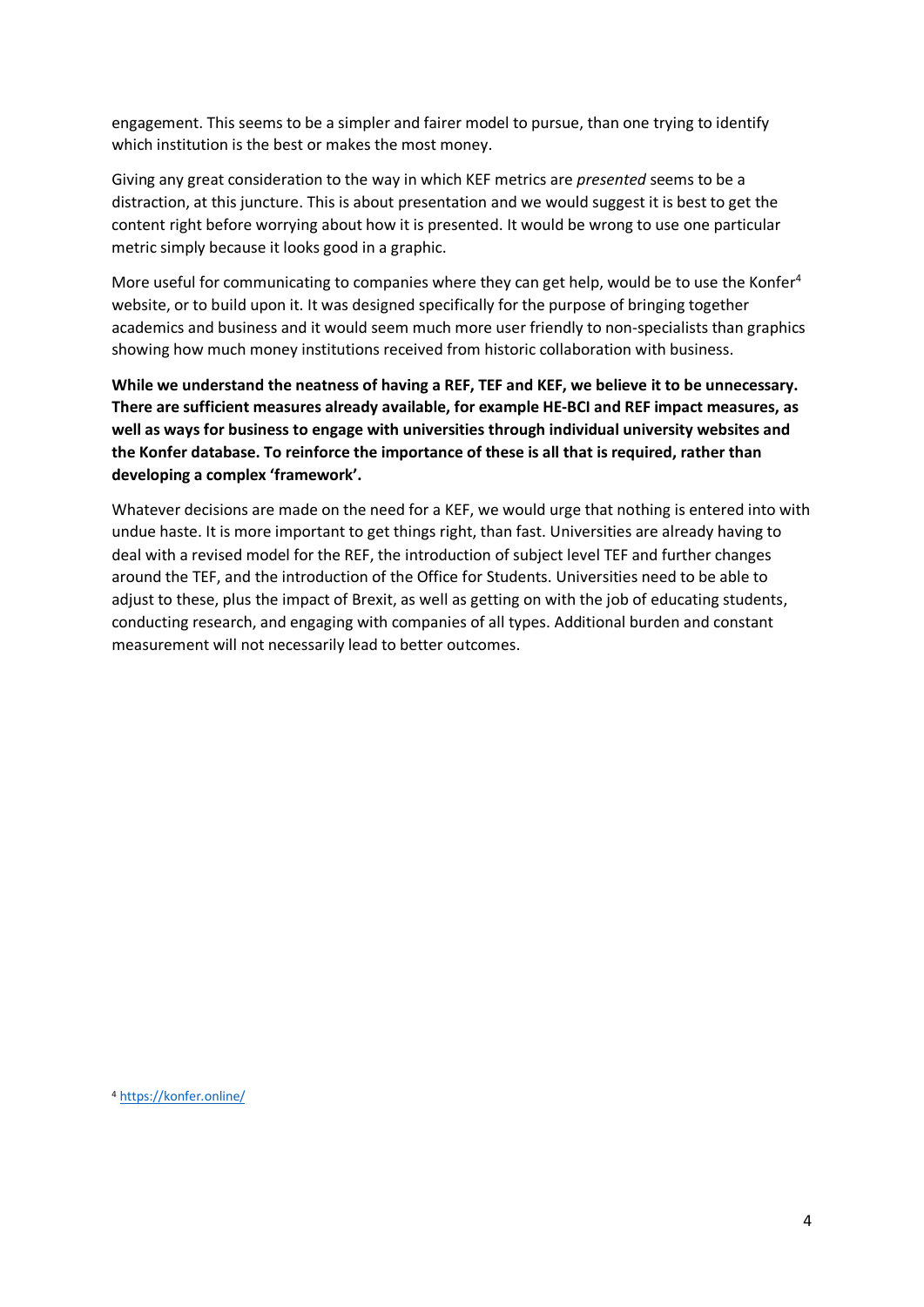engagement. This seems to be a simpler and fairer model to pursue, than one trying to identify which institution is the best or makes the most money.

Giving any great consideration to the way in which KEF metrics are *presented* seems to be a distraction, at this juncture. This is about presentation and we would suggest it is best to get the content right before worrying about how it is presented. It would be wrong to use one particular metric simply because it looks good in a graphic.

More useful for communicating to companies where they can get help, would be to use the Konfer[4] website, or to build upon it. It was designed specifically for the purpose of bringing together academics and business and it would seem much more user friendly to non-specialists than graphics showing how much money institutions received from historic collaboration with business.

**While we understand the neatness of having a REF, TEF and KEF, we believe it to be unnecessary. There are sufficient measures already available, for example HE-BCI and REF impact measures, as well as ways for business to engage with universities through individual university websites and the Konfer database. To reinforce the importance of these is all that is required, rather than developing a complex 'framework'.**

Whatever decisions are made on the need for a KEF, we would urge that nothing is entered into with undue haste. It is more important to get things right, than fast. Universities are already having to deal with a revised model for the REF, the introduction of subject level TEF and further changes around the TEF, and the introduction of the Office for Students. Universities need to be able to adjust to these, plus the impact of Brexit, as well as getting on with the job of educating students, conducting research, and engaging with companies of all types. Additional burden and constant measurement will not necessarily lead to better outcomes.

[4] https://konfer.online/